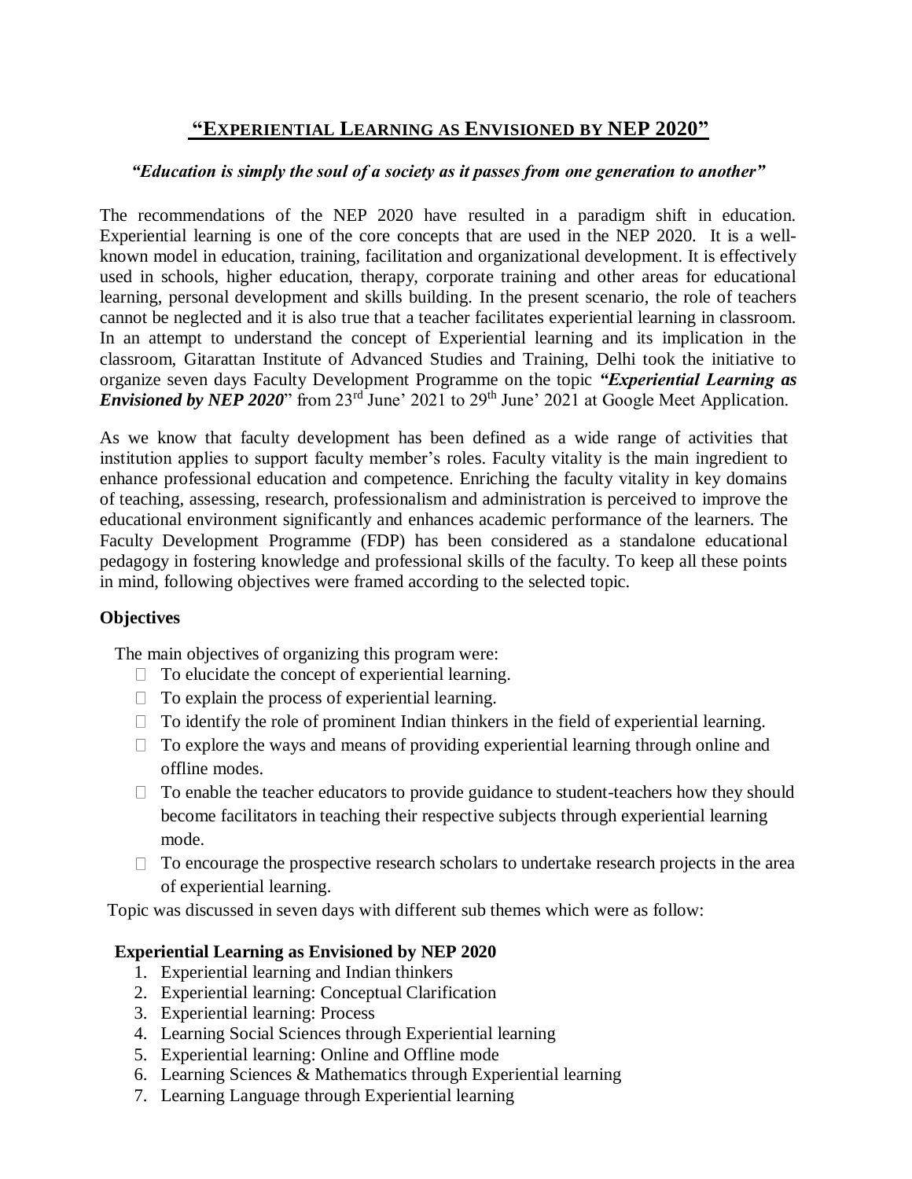# **"EXPERIENTIAL LEARNING AS ENVISIONED BY NEP 2020"**

***"Education is simply the soul of a society as it passes from one generation to another"***

The recommendations of the NEP 2020 have resulted in a paradigm shift in education. Experiential learning is one of the core concepts that are used in the NEP 2020. It is a well-known model in education, training, facilitation and organizational development. It is effectively used in schools, higher education, therapy, corporate training and other areas for educational learning, personal development and skills building. In the present scenario, the role of teachers cannot be neglected and it is also true that a teacher facilitates experiential learning in classroom. In an attempt to understand the concept of Experiential learning and its implication in the classroom, Gitarattan Institute of Advanced Studies and Training, Delhi took the initiative to organize seven days Faculty Development Programme on the topic ***"Experiential Learning as Envisioned by NEP 2020"*** from 23rd June' 2021 to 29th June' 2021 at Google Meet Application.

As we know that faculty development has been defined as a wide range of activities that institution applies to support faculty member's roles. Faculty vitality is the main ingredient to enhance professional education and competence. Enriching the faculty vitality in key domains of teaching, assessing, research, professionalism and administration is perceived to improve the educational environment significantly and enhances academic performance of the learners. The Faculty Development Programme (FDP) has been considered as a standalone educational pedagogy in fostering knowledge and professional skills of the faculty. To keep all these points in mind, following objectives were framed according to the selected topic.

**Objectives**

The main objectives of organizing this program were:

- To elucidate the concept of experiential learning.
- To explain the process of experiential learning.
- To identify the role of prominent Indian thinkers in the field of experiential learning.
- To explore the ways and means of providing experiential learning through online and offline modes.
- To enable the teacher educators to provide guidance to student-teachers how they should become facilitators in teaching their respective subjects through experiential learning mode.
- To encourage the prospective research scholars to undertake research projects in the area of experiential learning.

Topic was discussed in seven days with different sub themes which were as follow:

**Experiential Learning as Envisioned by NEP 2020**

1. Experiential learning and Indian thinkers
2. Experiential learning: Conceptual Clarification
3. Experiential learning: Process
4. Learning Social Sciences through Experiential learning
5. Experiential learning: Online and Offline mode
6. Learning Sciences & Mathematics through Experiential learning
7. Learning Language through Experiential learning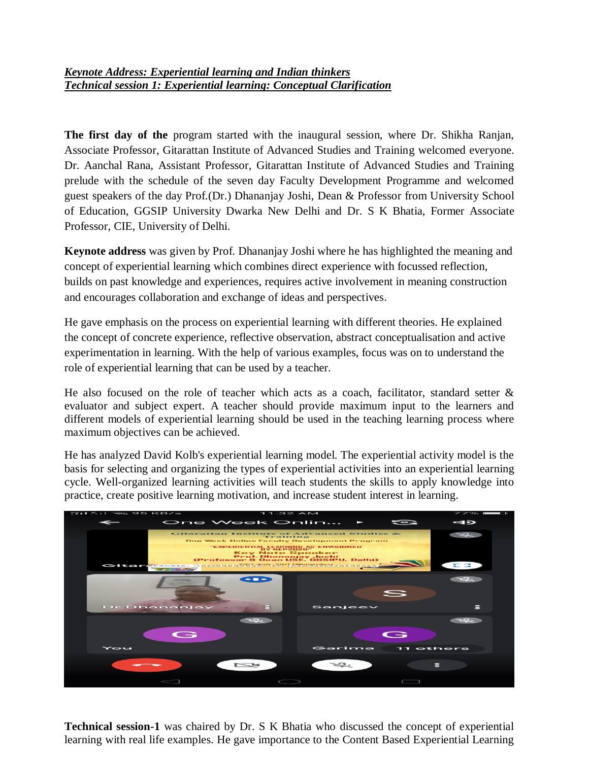***Keynote Address: Experiential learning and Indian thinkers***
***Technical session 1: Experiential learning: Conceptual Clarification***

**The first day of the** program started with the inaugural session, where Dr. Shikha Ranjan, Associate Professor, Gitarattan Institute of Advanced Studies and Training welcomed everyone. Dr. Aanchal Rana, Assistant Professor, Gitarattan Institute of Advanced Studies and Training prelude with the schedule of the seven day Faculty Development Programme and welcomed guest speakers of the day Prof.(Dr.) Dhananjay Joshi, Dean & Professor from University School of Education, GGSIP University Dwarka New Delhi and Dr. S K Bhatia, Former Associate Professor, CIE, University of Delhi.

**Keynote address** was given by Prof. Dhananjay Joshi where he has highlighted the meaning and concept of experiential learning which combines direct experience with focussed reflection, builds on past knowledge and experiences, requires active involvement in meaning construction and encourages collaboration and exchange of ideas and perspectives.

He gave emphasis on the process on experiential learning with different theories. He explained the concept of concrete experience, reflective observation, abstract conceptualisation and active experimentation in learning. With the help of various examples, focus was on to understand the role of experiential learning that can be used by a teacher.

He also focused on the role of teacher which acts as a coach, facilitator, standard setter & evaluator and subject expert. A teacher should provide maximum input to the learners and different models of experiential learning should be used in the teaching learning process where maximum objectives can be achieved.

He has analyzed David Kolb's experiential learning model. The experiential activity model is the basis for selecting and organizing the types of experiential activities into an experiential learning cycle. Well-organized learning activities will teach students the skills to apply knowledge into practice, create positive learning motivation, and increase student interest in learning.

**Technical session-1** was chaired by Dr. S K Bhatia who discussed the concept of experiential learning with real life examples. He gave importance to the Content Based Experiential Learning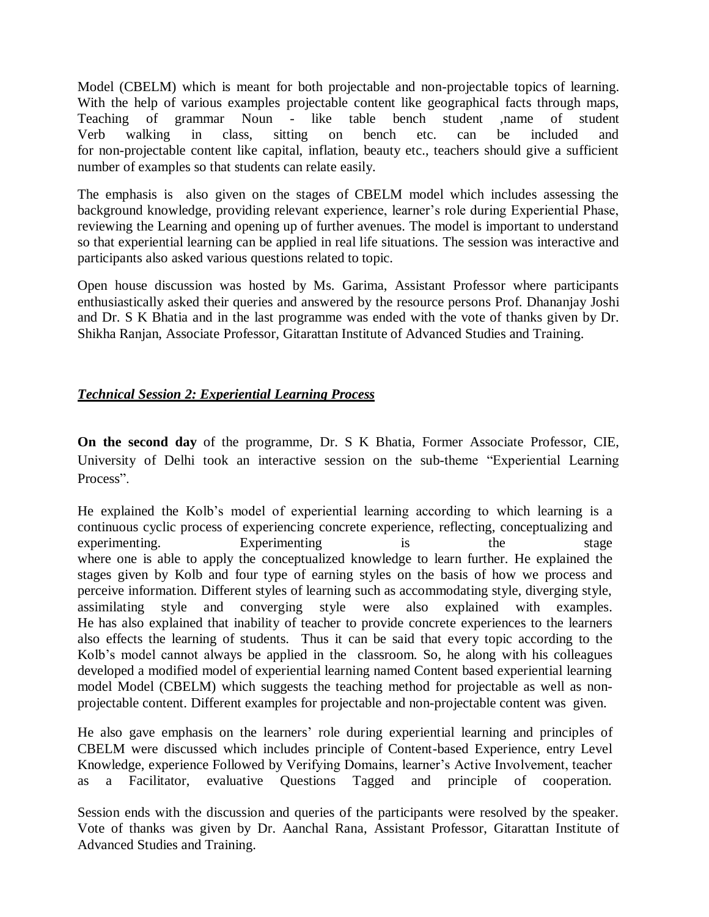Model (CBELM) which is meant for both projectable and non-projectable topics of learning. With the help of various examples projectable content like geographical facts through maps, Teaching of grammar Noun - like table bench student ,name of student Verb walking in class, sitting on bench etc. can be included and for non-projectable content like capital, inflation, beauty etc., teachers should give a sufficient number of examples so that students can relate easily.

The emphasis is also given on the stages of CBELM model which includes assessing the background knowledge, providing relevant experience, learner's role during Experiential Phase, reviewing the Learning and opening up of further avenues. The model is important to understand so that experiential learning can be applied in real life situations. The session was interactive and participants also asked various questions related to topic.

Open house discussion was hosted by Ms. Garima, Assistant Professor where participants enthusiastically asked their queries and answered by the resource persons Prof. Dhananjay Joshi and Dr. S K Bhatia and in the last programme was ended with the vote of thanks given by Dr. Shikha Ranjan, Associate Professor, Gitarattan Institute of Advanced Studies and Training.

## ***Technical Session 2: Experiential Learning Process***

**On the second day** of the programme, Dr. S K Bhatia, Former Associate Professor, CIE, University of Delhi took an interactive session on the sub-theme "Experiential Learning Process".

He explained the Kolb's model of experiential learning according to which learning is a continuous cyclic process of experiencing concrete experience, reflecting, conceptualizing and experimenting. Experimenting is the stage where one is able to apply the conceptualized knowledge to learn further. He explained the stages given by Kolb and four type of earning styles on the basis of how we process and perceive information. Different styles of learning such as accommodating style, diverging style, assimilating style and converging style were also explained with examples. He has also explained that inability of teacher to provide concrete experiences to the learners also effects the learning of students. Thus it can be said that every topic according to the Kolb's model cannot always be applied in the classroom. So, he along with his colleagues developed a modified model of experiential learning named Content based experiential learning model Model (CBELM) which suggests the teaching method for projectable as well as non-projectable content. Different examples for projectable and non-projectable content was given.

He also gave emphasis on the learners' role during experiential learning and principles of CBELM were discussed which includes principle of Content-based Experience, entry Level Knowledge, experience Followed by Verifying Domains, learner's Active Involvement, teacher as a Facilitator, evaluative Questions Tagged and principle of cooperation.

Session ends with the discussion and queries of the participants were resolved by the speaker. Vote of thanks was given by Dr. Aanchal Rana, Assistant Professor, Gitarattan Institute of Advanced Studies and Training.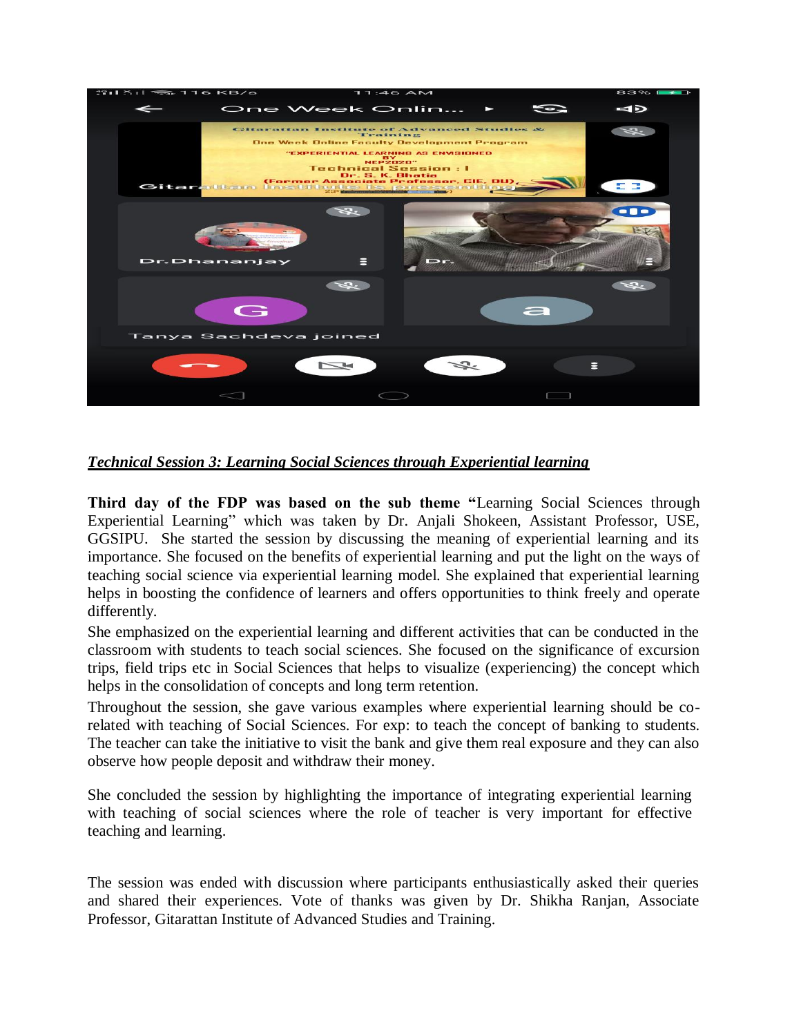***Technical Session 3: Learning Social Sciences through Experiential learning***

**Third day of the FDP was based on the sub theme "**Learning Social Sciences through Experiential Learning" which was taken by Dr. Anjali Shokeen, Assistant Professor, USE, GGSIPU. She started the session by discussing the meaning of experiential learning and its importance. She focused on the benefits of experiential learning and put the light on the ways of teaching social science via experiential learning model. She explained that experiential learning helps in boosting the confidence of learners and offers opportunities to think freely and operate differently.

She emphasized on the experiential learning and different activities that can be conducted in the classroom with students to teach social sciences. She focused on the significance of excursion trips, field trips etc in Social Sciences that helps to visualize (experiencing) the concept which helps in the consolidation of concepts and long term retention.

Throughout the session, she gave various examples where experiential learning should be co-related with teaching of Social Sciences. For exp: to teach the concept of banking to students. The teacher can take the initiative to visit the bank and give them real exposure and they can also observe how people deposit and withdraw their money.

She concluded the session by highlighting the importance of integrating experiential learning with teaching of social sciences where the role of teacher is very important for effective teaching and learning.

The session was ended with discussion where participants enthusiastically asked their queries and shared their experiences. Vote of thanks was given by Dr. Shikha Ranjan, Associate Professor, Gitarattan Institute of Advanced Studies and Training.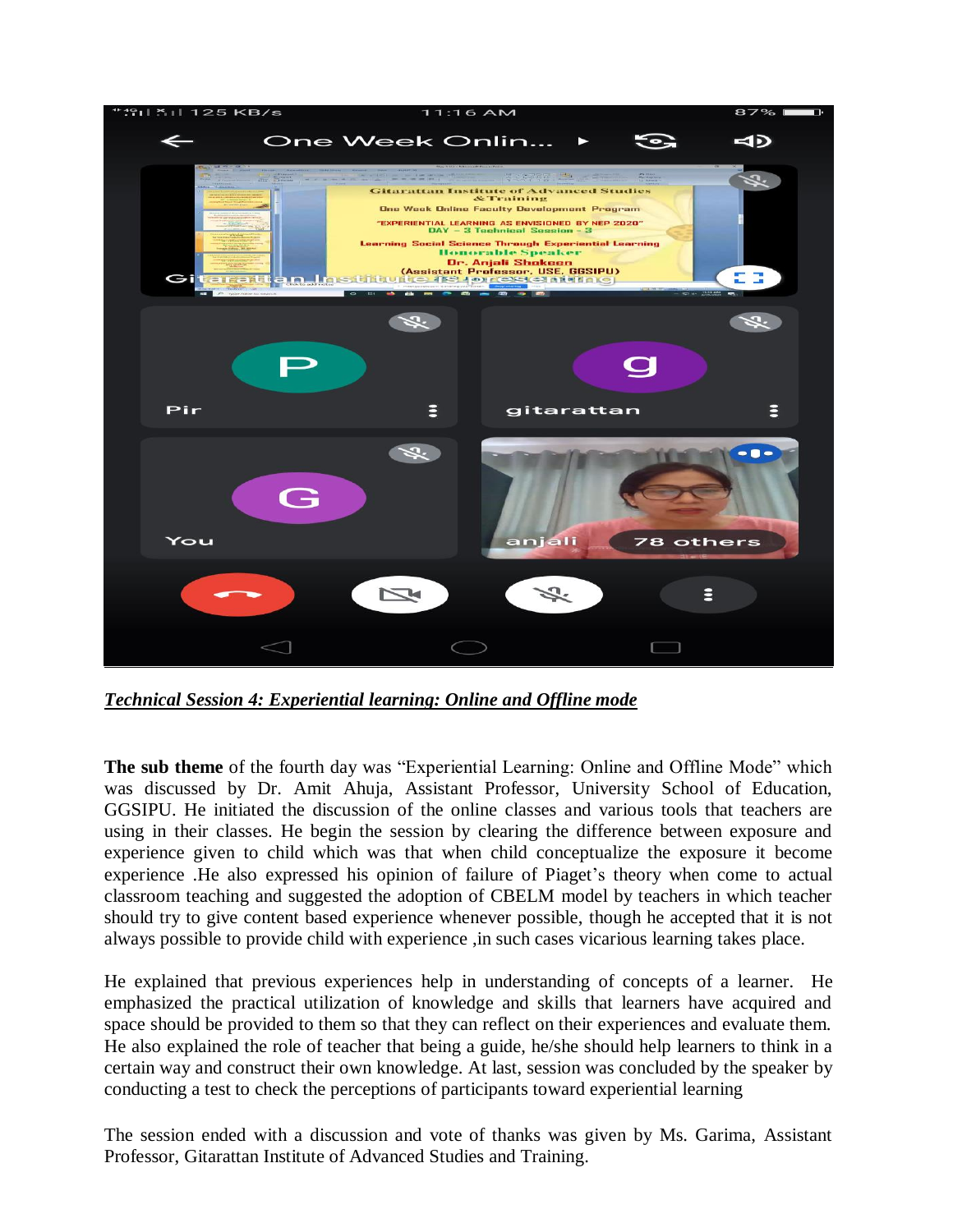***Technical Session 4: Experiential learning: Online and Offline mode***

**The sub theme** of the fourth day was "Experiential Learning: Online and Offline Mode" which was discussed by Dr. Amit Ahuja, Assistant Professor, University School of Education, GGSIPU. He initiated the discussion of the online classes and various tools that teachers are using in their classes. He begin the session by clearing the difference between exposure and experience given to child which was that when child conceptualize the exposure it become experience .He also expressed his opinion of failure of Piaget's theory when come to actual classroom teaching and suggested the adoption of CBELM model by teachers in which teacher should try to give content based experience whenever possible, though he accepted that it is not always possible to provide child with experience ,in such cases vicarious learning takes place.

He explained that previous experiences help in understanding of concepts of a learner. He emphasized the practical utilization of knowledge and skills that learners have acquired and space should be provided to them so that they can reflect on their experiences and evaluate them. He also explained the role of teacher that being a guide, he/she should help learners to think in a certain way and construct their own knowledge. At last, session was concluded by the speaker by conducting a test to check the perceptions of participants toward experiential learning

The session ended with a discussion and vote of thanks was given by Ms. Garima, Assistant Professor, Gitarattan Institute of Advanced Studies and Training.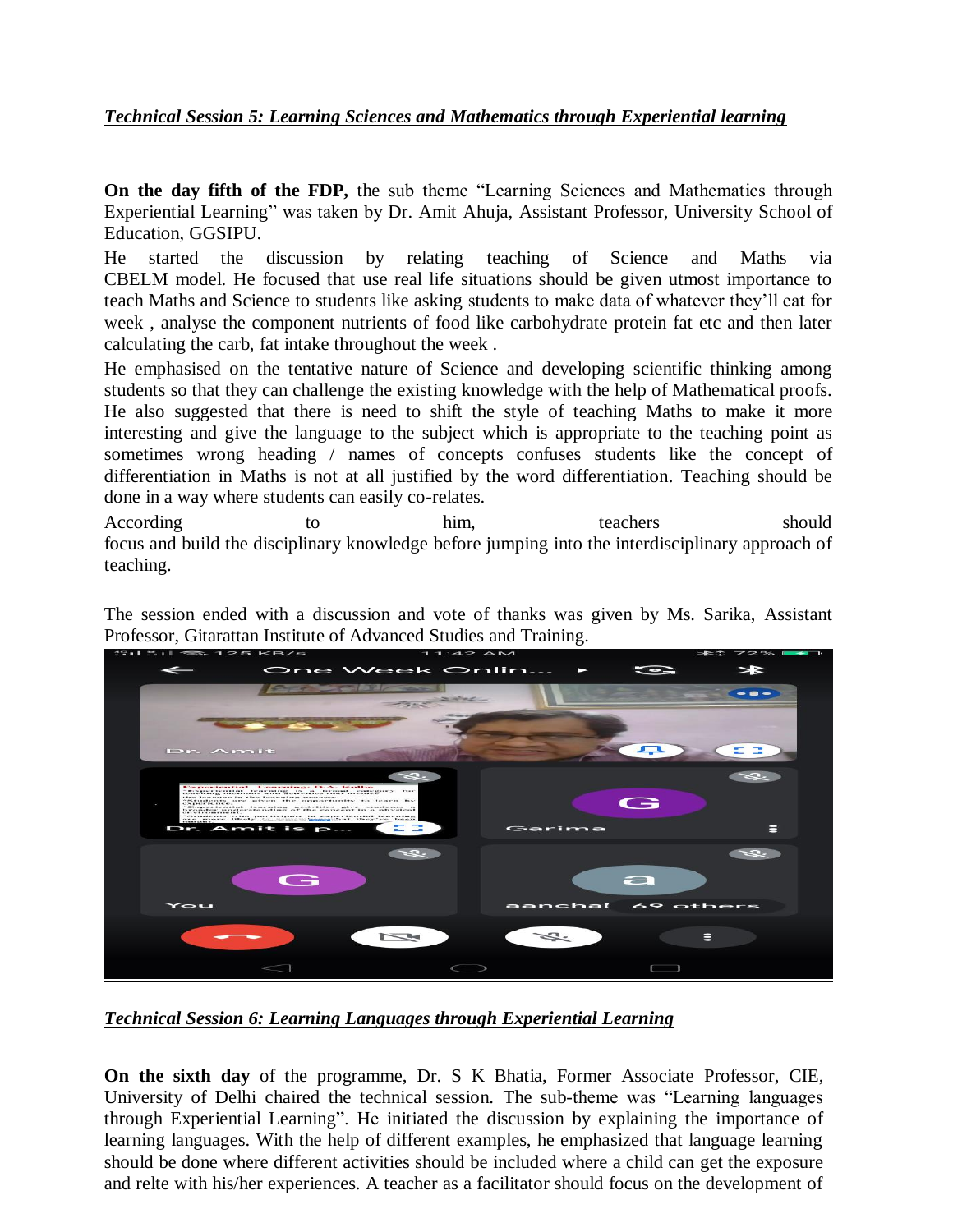***Technical Session 5: Learning Sciences and Mathematics through Experiential learning***

**On the day fifth of the FDP,** the sub theme "Learning Sciences and Mathematics through Experiential Learning" was taken by Dr. Amit Ahuja, Assistant Professor, University School of Education, GGSIPU.

He started the discussion by relating teaching of Science and Maths via CBELM model. He focused that use real life situations should be given utmost importance to teach Maths and Science to students like asking students to make data of whatever they'll eat for week , analyse the component nutrients of food like carbohydrate protein fat etc and then later calculating the carb, fat intake throughout the week .

He emphasised on the tentative nature of Science and developing scientific thinking among students so that they can challenge the existing knowledge with the help of Mathematical proofs. He also suggested that there is need to shift the style of teaching Maths to make it more interesting and give the language to the subject which is appropriate to the teaching point as sometimes wrong heading / names of concepts confuses students like the concept of differentiation in Maths is not at all justified by the word differentiation. Teaching should be done in a way where students can easily co-relates.

According to him, teachers should focus and build the disciplinary knowledge before jumping into the interdisciplinary approach of teaching.

The session ended with a discussion and vote of thanks was given by Ms. Sarika, Assistant Professor, Gitarattan Institute of Advanced Studies and Training.

***Technical Session 6: Learning Languages through Experiential Learning***

**On the sixth day** of the programme, Dr. S K Bhatia, Former Associate Professor, CIE, University of Delhi chaired the technical session. The sub-theme was "Learning languages through Experiential Learning". He initiated the discussion by explaining the importance of learning languages. With the help of different examples, he emphasized that language learning should be done where different activities should be included where a child can get the exposure and relte with his/her experiences. A teacher as a facilitator should focus on the development of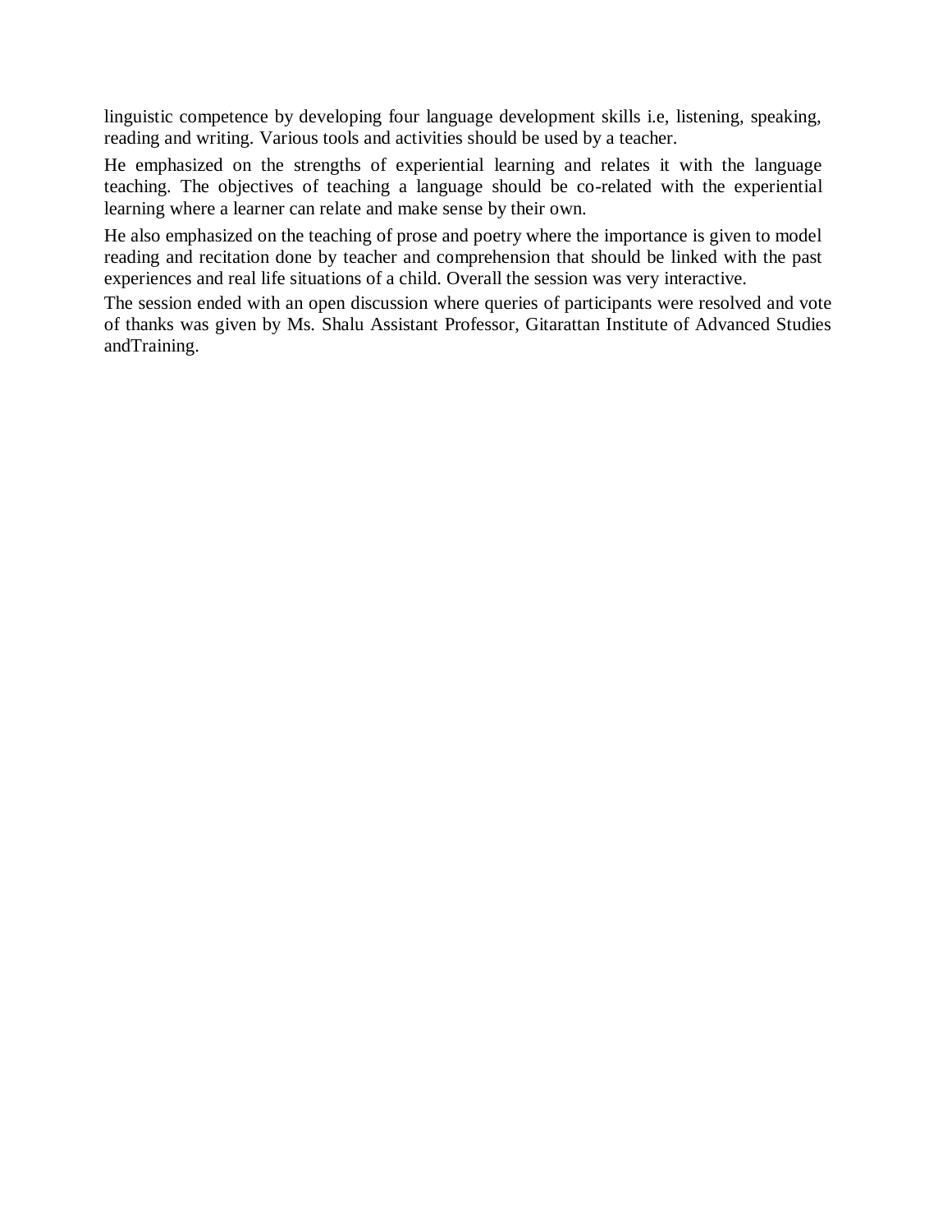linguistic competence by developing four language development skills i.e, listening, speaking, reading and writing. Various tools and activities should be used by a teacher.

He emphasized on the strengths of experiential learning and relates it with the language teaching. The objectives of teaching a language should be co-related with the experiential learning where a learner can relate and make sense by their own.

He also emphasized on the teaching of prose and poetry where the importance is given to model reading and recitation done by teacher and comprehension that should be linked with the past experiences and real life situations of a child. Overall the session was very interactive.

The session ended with an open discussion where queries of participants were resolved and vote of thanks was given by Ms. Shalu Assistant Professor, Gitarattan Institute of Advanced Studies andTraining.